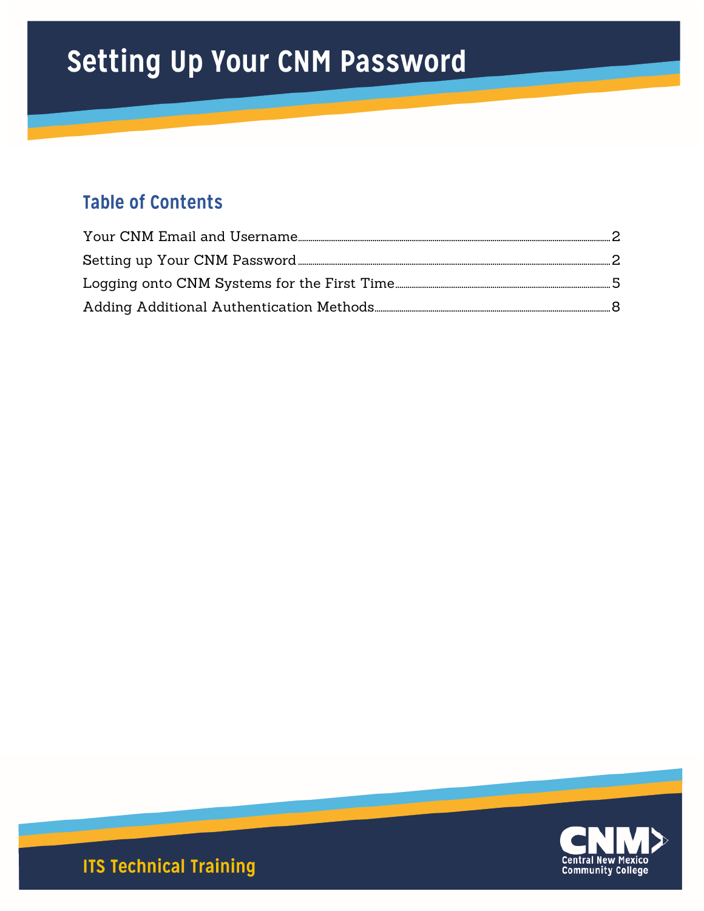# Setting Up Your CNM Password

## Table of Contents

Your CNM Email and Username.......2

Setting up Your CNM Password.......2

Logging onto CNM Systems for the First Time.......5

Adding Additional Authentication Methods.......8

ITS Technical Training

CNM Central New Mexico Community College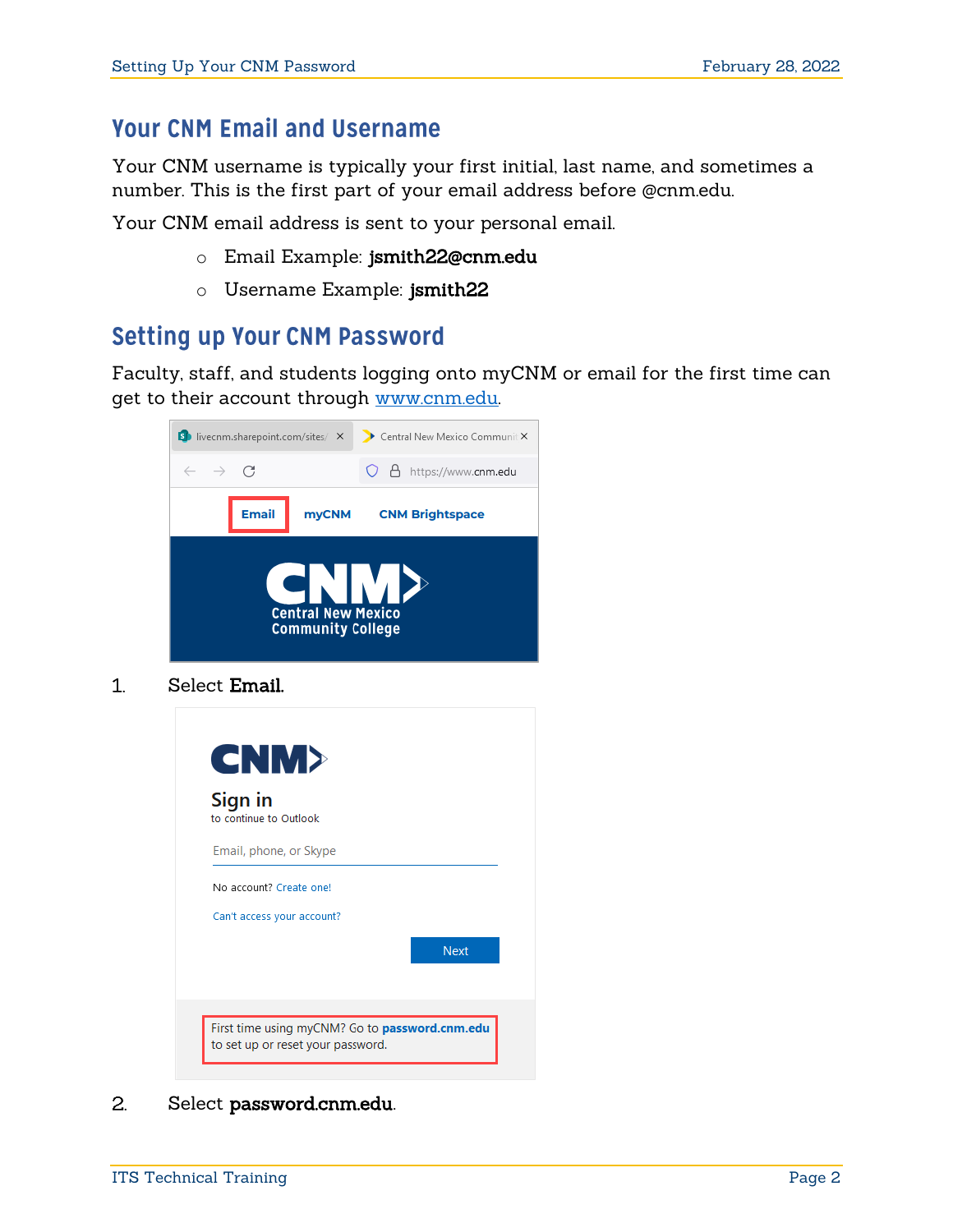## Your CNM Email and Username

Your CNM username is typically your first initial, last name, and sometimes a number. This is the first part of your email address before @cnm.edu.

Your CNM email address is sent to your personal email.

- Email Example: **jsmith22@cnm.edu**
- Username Example: **jsmith22**

## Setting up Your CNM Password

Faculty, staff, and students logging onto myCNM or email for the first time can get to their account through www.cnm.edu.

1. Select **Email**.

2. Select **password.cnm.edu**.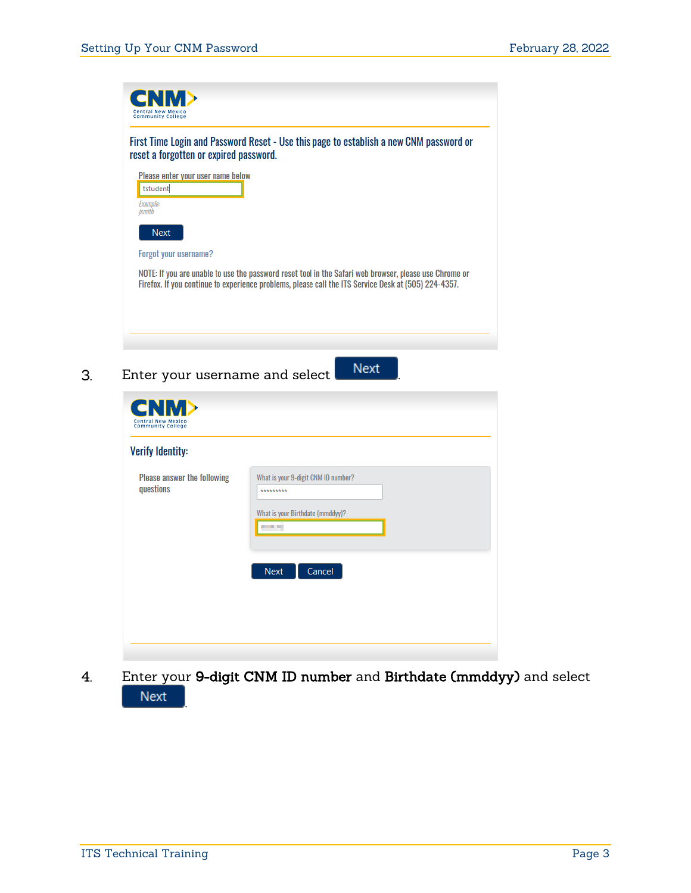CNM Central New Mexico Community College

First Time Login and Password Reset - Use this page to establish a new CNM password or reset a forgotten or expired password.

Please enter your user name below

tstudent

*Example: jsmith*

Next

Forgot your username?

NOTE: If you are unable to use the password reset tool in the Safari web browser, please use Chrome or Firefox. If you continue to experience problems, please call the ITS Service Desk at (505) 224-4357.

3. Enter your username and select Next.

CNM Central New Mexico Community College

Verify Identity:

Please answer the following questions

What is your 9-digit CNM ID number?

\*\*\*\*\*\*\*\*\*

What is your Birthdate (mmddyy)?

Next Cancel

4. Enter your **9-digit CNM ID number** and **Birthdate (mmddyy)** and select Next.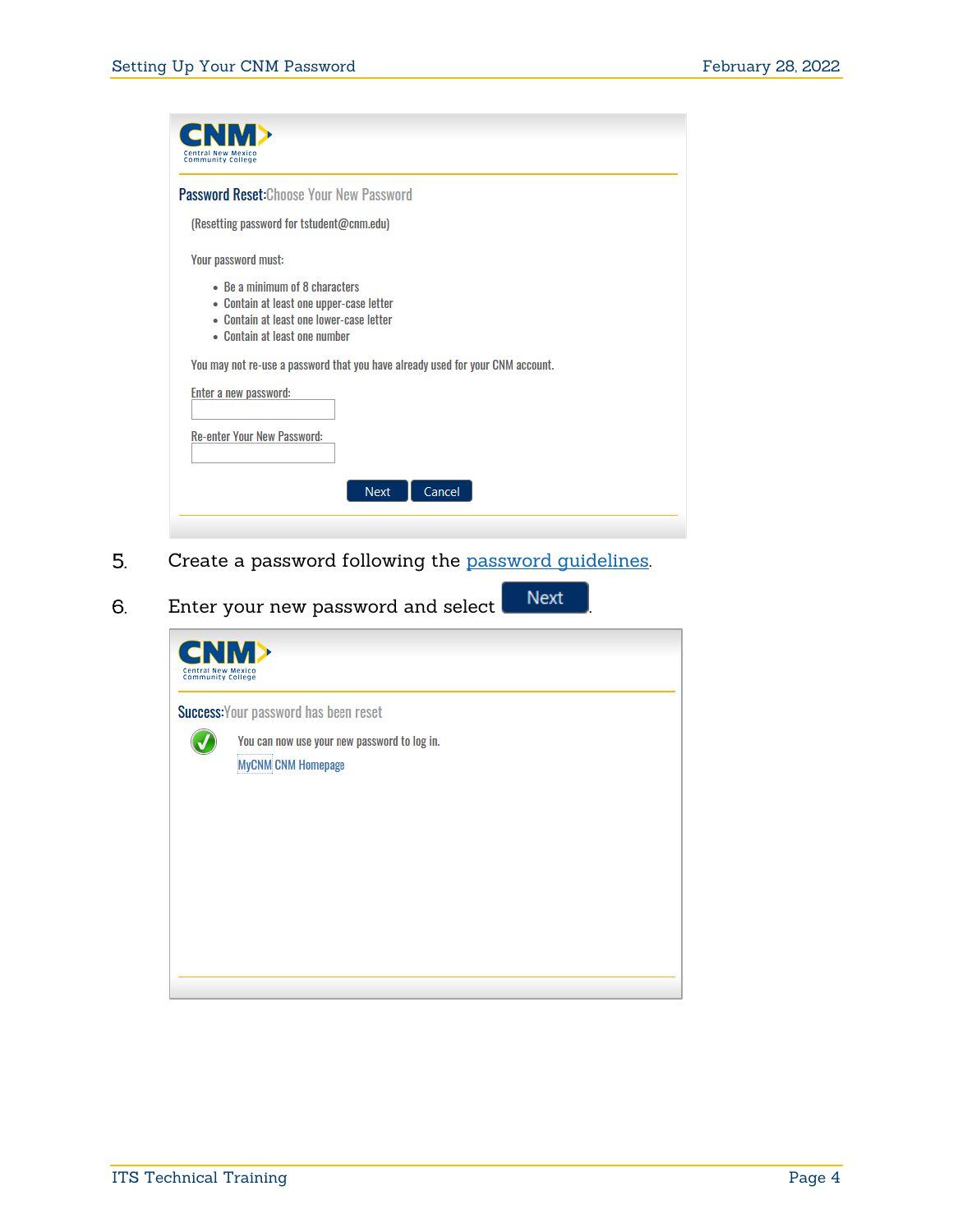**CNM** Central New Mexico Community College

**Password Reset:** Choose Your New Password

(Resetting password for tstudent@cnm.edu)

Your password must:

- Be a minimum of 8 characters
- Contain at least one upper-case letter
- Contain at least one lower-case letter
- Contain at least one number

You may not re-use a password that you have already used for your CNM account.

Enter a new password:

Re-enter Your New Password:

Next Cancel

5. Create a password following the [password guidelines](password guidelines).

6. Enter your new password and select **Next**.

**CNM** Central New Mexico Community College

**Success:** Your password has been reset

You can now use your new password to log in.

MyCNM CNM Homepage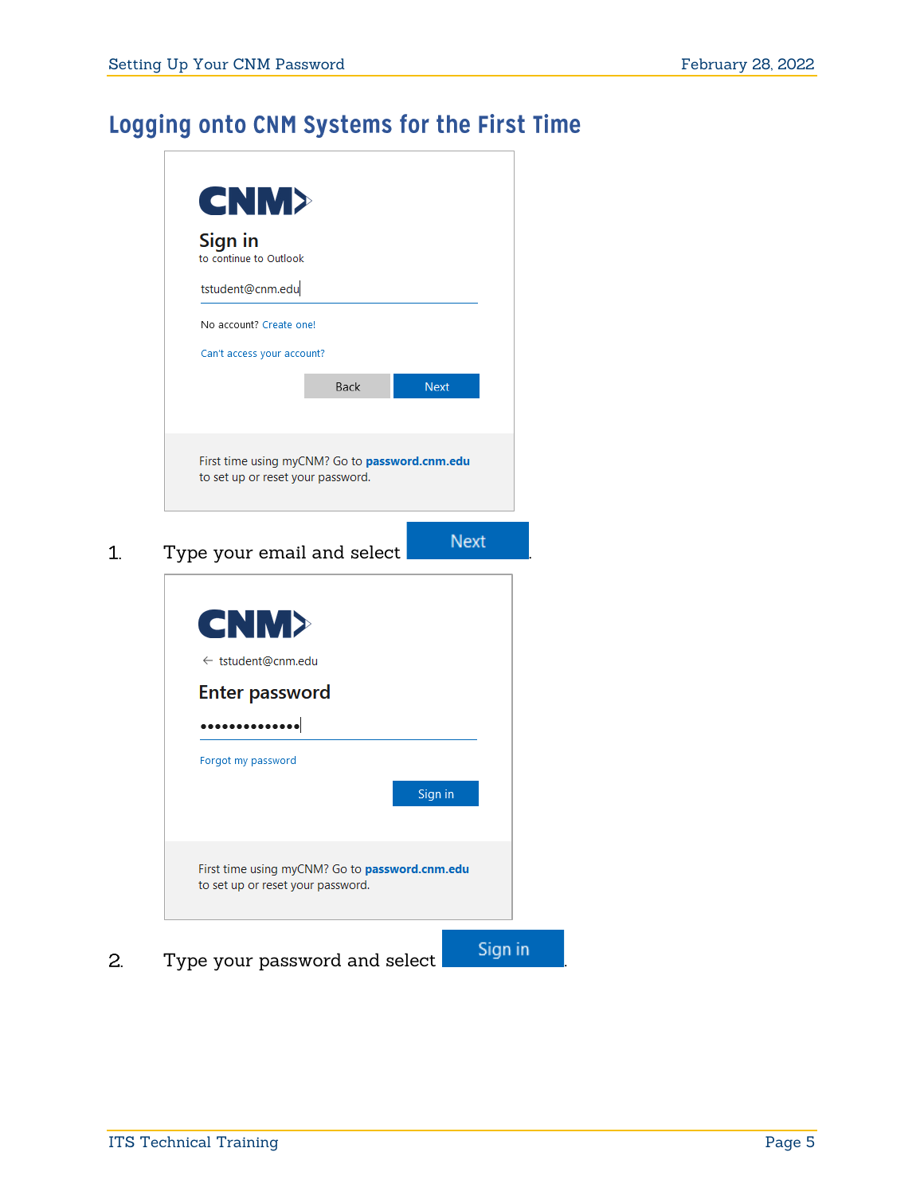# Logging onto CNM Systems for the First Time

1. Type your email and select **Next**.

2. Type your password and select **Sign in**.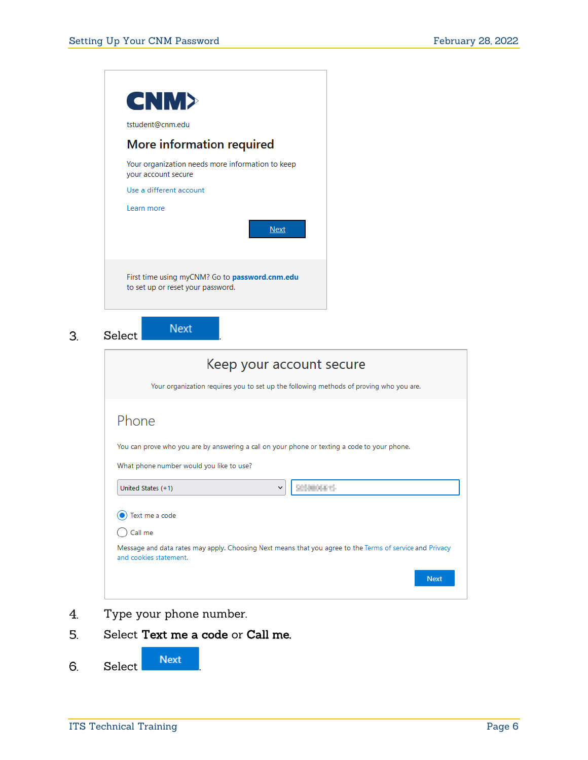**CNM**

tstudent@cnm.edu

**More information required**

Your organization needs more information to keep your account secure

Use a different account

Learn more

Next

First time using myCNM? Go to **password.cnm.edu** to set up or reset your password.

3. Select **Next**.

**Keep your account secure**

Your organization requires you to set up the following methods of proving who you are.

**Phone**

You can prove who you are by answering a call on your phone or texting a code to your phone.

What phone number would you like to use?

United States (+1)

- Text me a code
- Call me

Message and data rates may apply. Choosing Next means that you agree to the Terms of service and Privacy and cookies statement.

Next

4. Type your phone number.
5. Select **Text me a code** or **Call me**.
6. Select **Next**.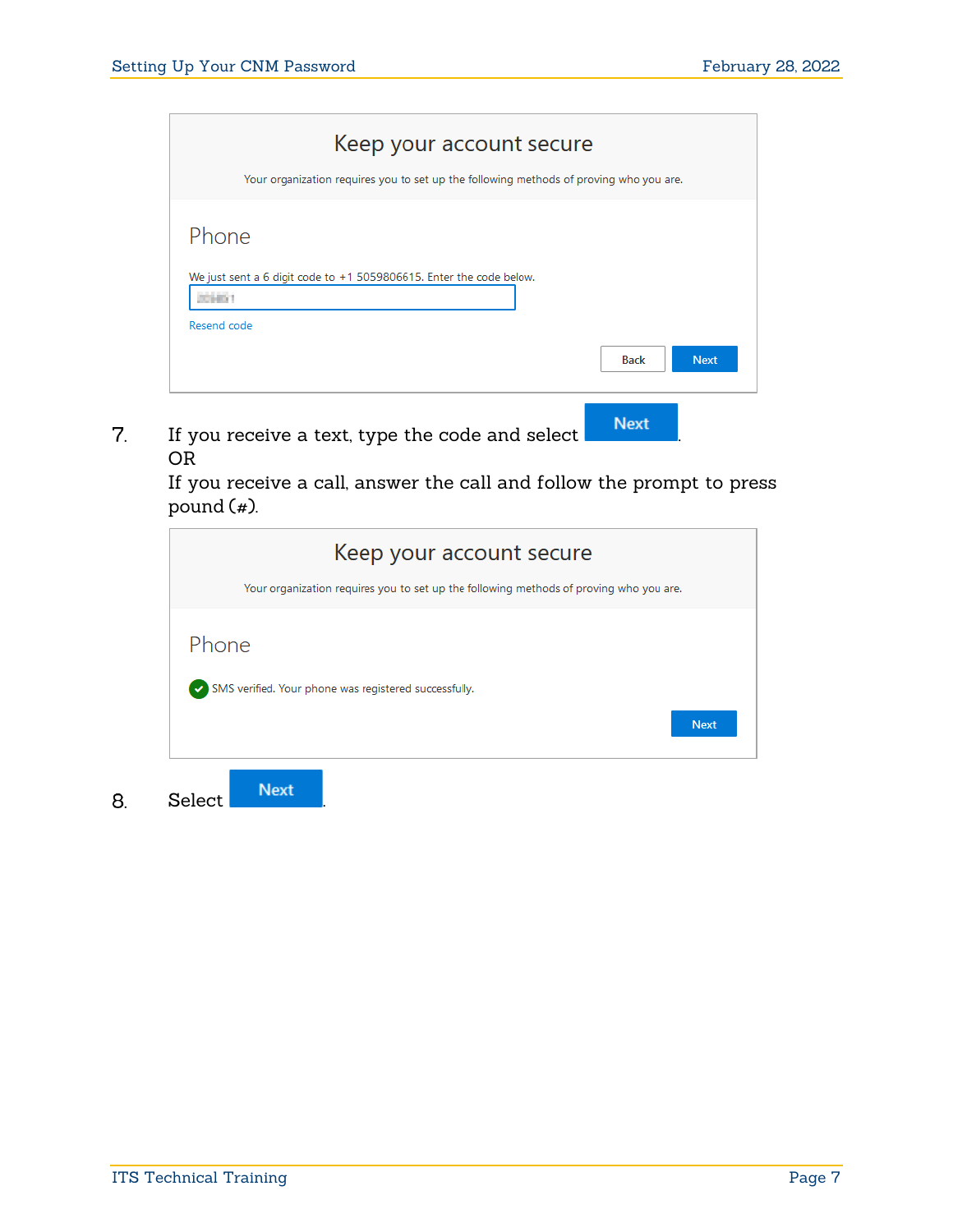Keep your account secure

Your organization requires you to set up the following methods of proving who you are.

Phone

We just sent a 6 digit code to +1 5059806615. Enter the code below.

Resend code

Back Next

7. If you receive a text, type the code and select **Next**.
   OR
   If you receive a call, answer the call and follow the prompt to press pound (#).

Keep your account secure

Your organization requires you to set up the following methods of proving who you are.

Phone

SMS verified. Your phone was registered successfully.

Next

8. Select **Next**.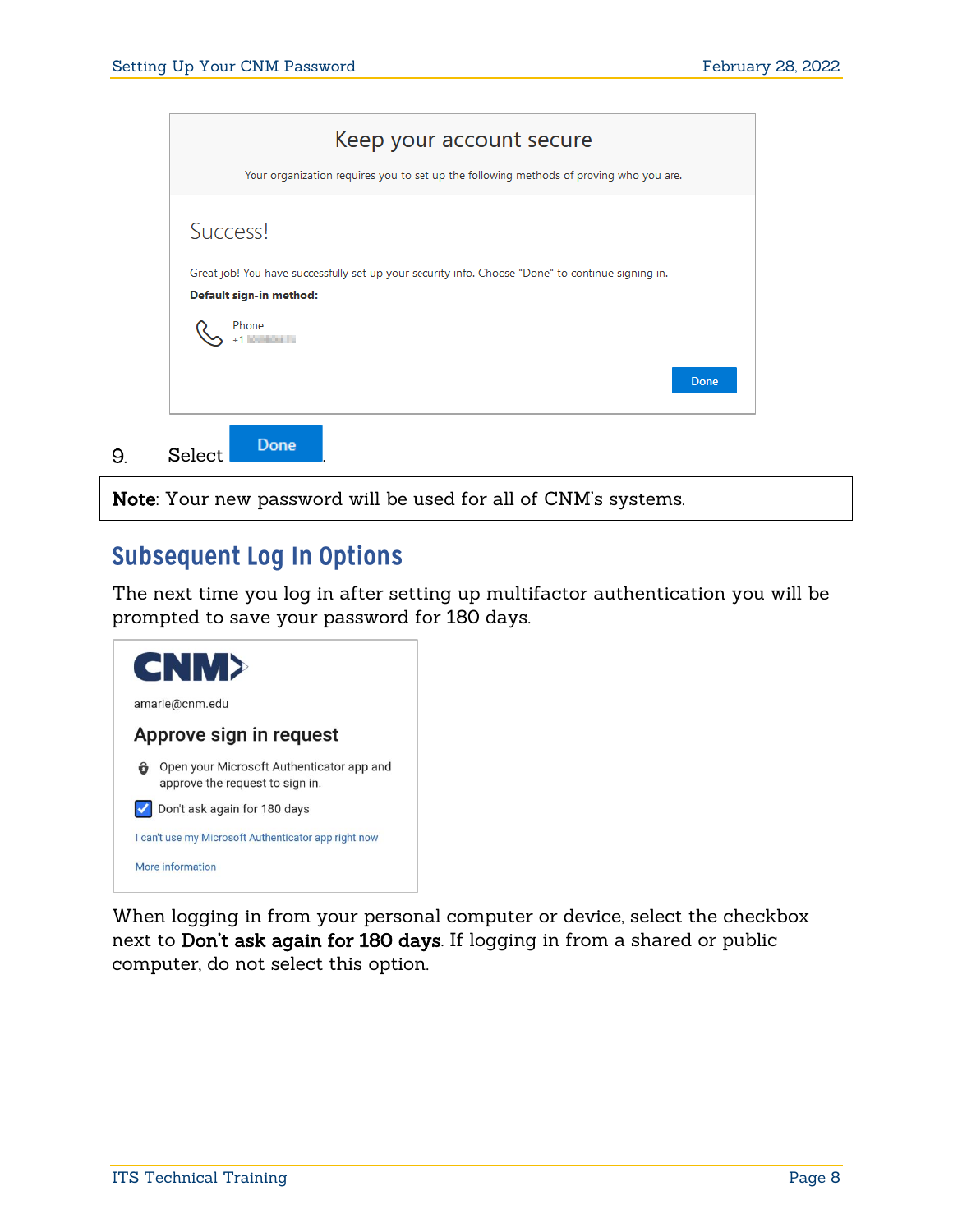9. Select **Done**.

| **Note**: Your new password will be used for all of CNM's systems. |
|---|

## Subsequent Log In Options

The next time you log in after setting up multifactor authentication you will be prompted to save your password for 180 days.

When logging in from your personal computer or device, select the checkbox next to **Don't ask again for 180 days**. If logging in from a shared or public computer, do not select this option.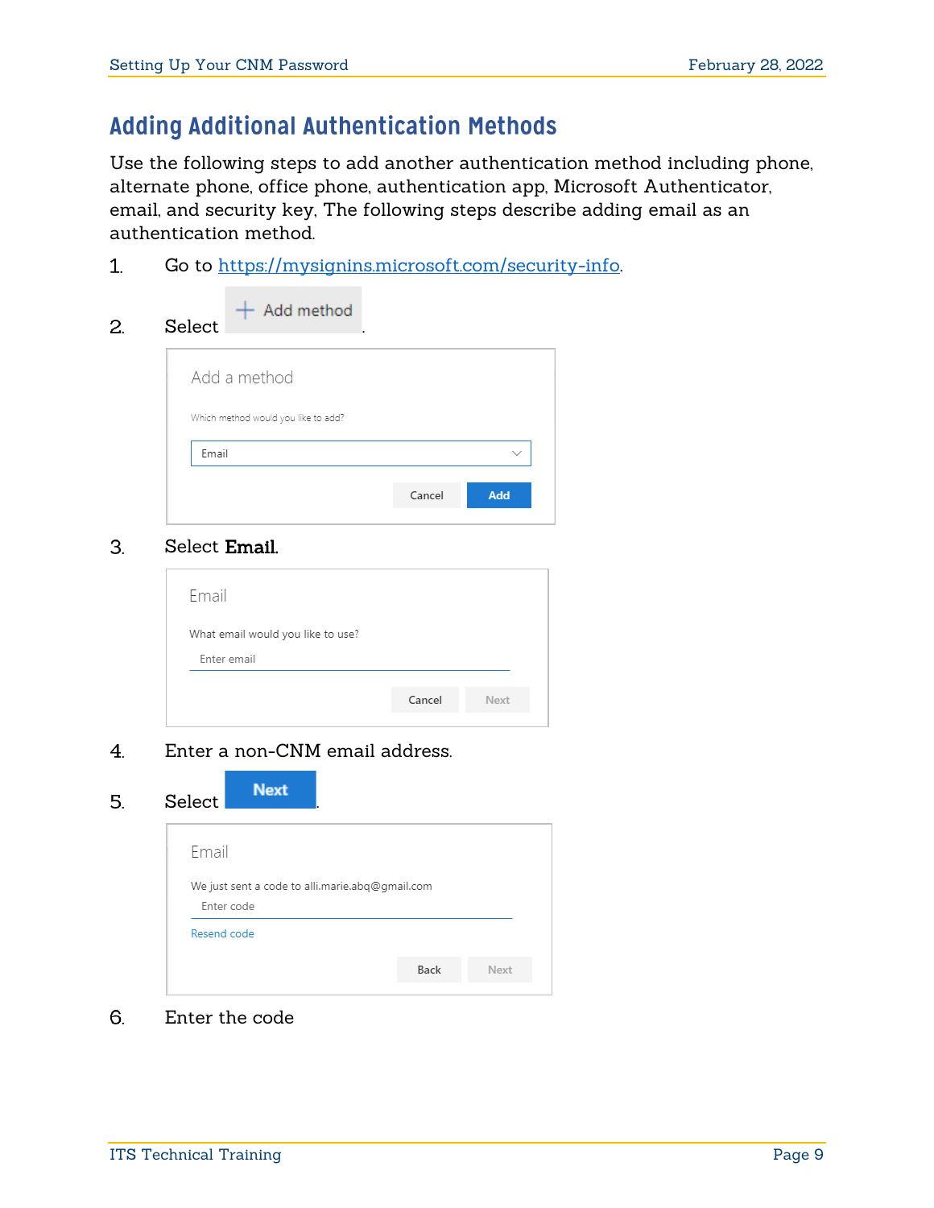## Adding Additional Authentication Methods

Use the following steps to add another authentication method including phone, alternate phone, office phone, authentication app, Microsoft Authenticator, email, and security key. The following steps describe adding email as an authentication method.

1. Go to https://mysignins.microsoft.com/security-info.
2. Select + Add method.

   Add a method

   Which method would you like to add?

   Email

   Cancel Add

3. Select **Email**.

   Email

   What email would you like to use?

   Enter email

   Cancel Next

4. Enter a non-CNM email address.
5. Select **Next**.

   Email

   We just sent a code to alli.marie.abq@gmail.com

   Enter code

   Resend code

   Back Next

6. Enter the code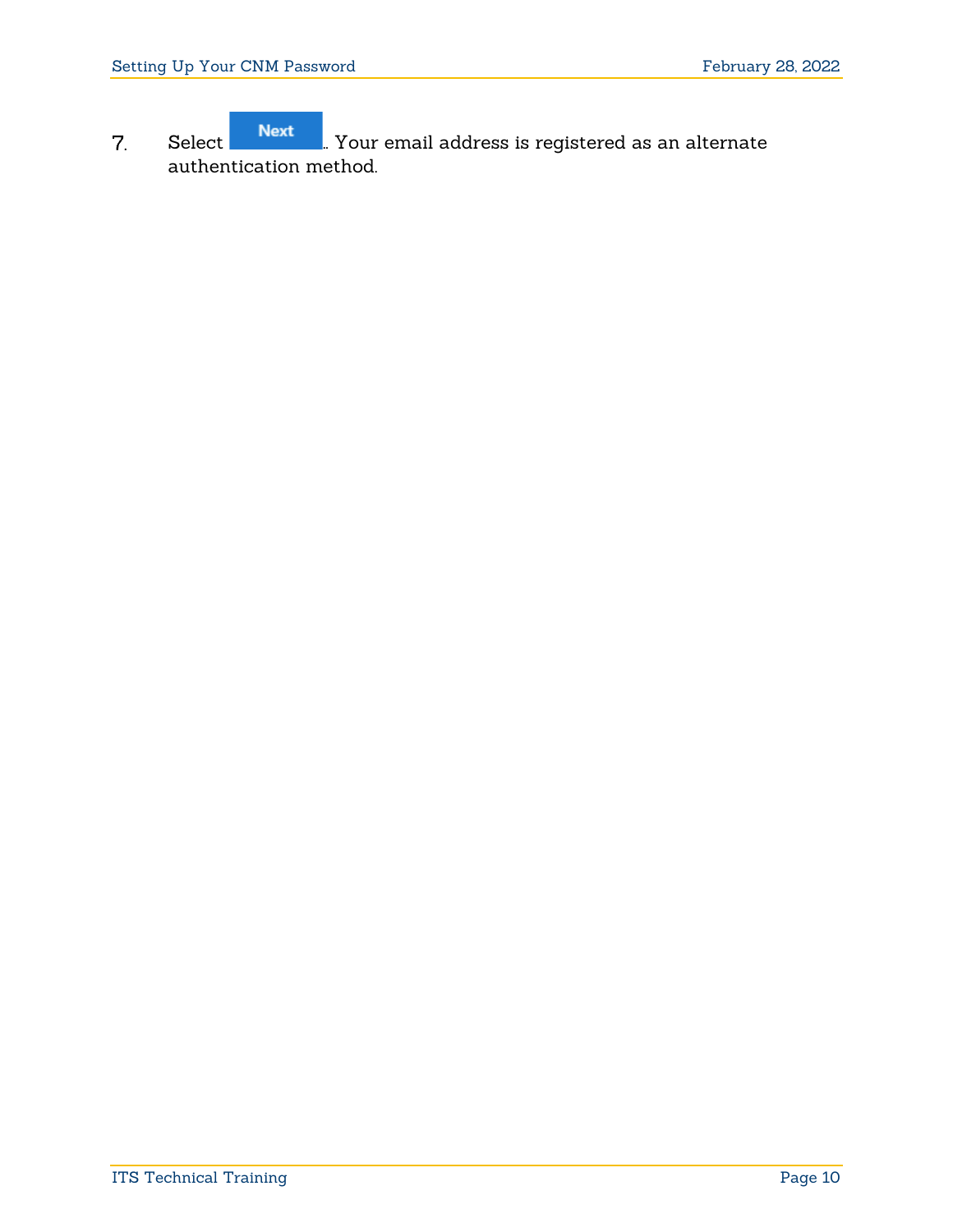7. Select **Next**. Your email address is registered as an alternate authentication method.